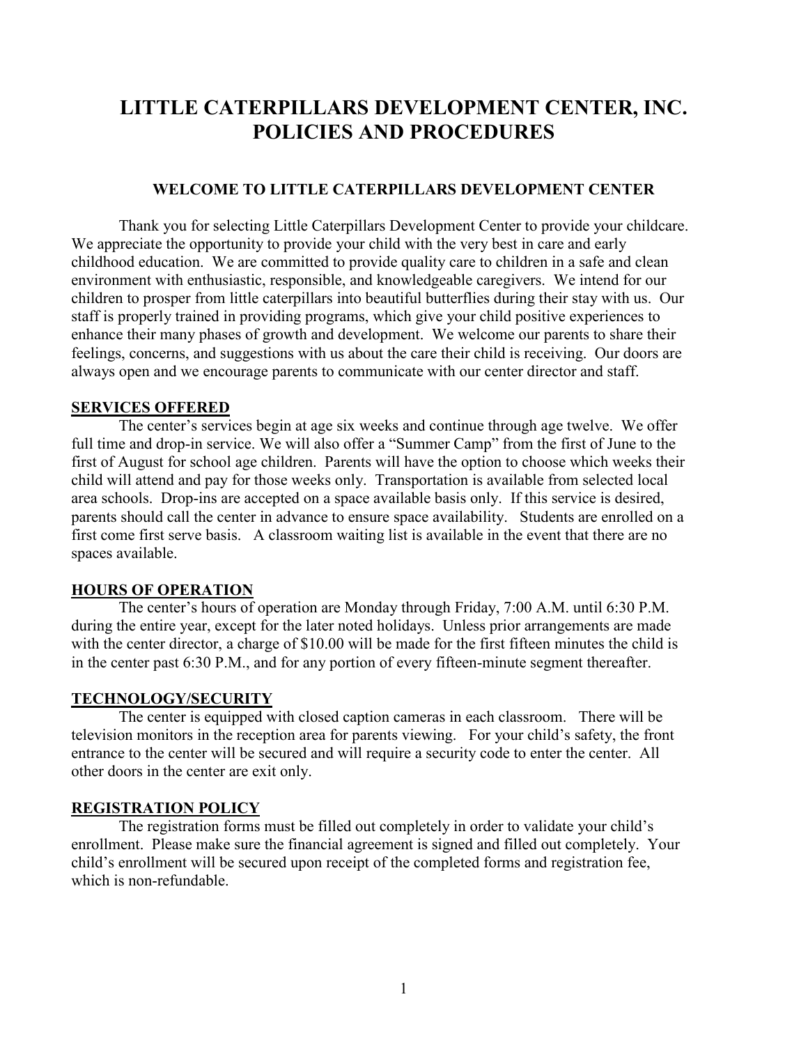# LITTLE CATERPILLARS DEVELOPMENT CENTER, INC. POLICIES AND PROCEDURES

## WELCOME TO LITTLE CATERPILLARS DEVELOPMENT CENTER

Thank you for selecting Little Caterpillars Development Center to provide your childcare. We appreciate the opportunity to provide your child with the very best in care and early childhood education. We are committed to provide quality care to children in a safe and clean environment with enthusiastic, responsible, and knowledgeable caregivers. We intend for our children to prosper from little caterpillars into beautiful butterflies during their stay with us. Our staff is properly trained in providing programs, which give your child positive experiences to enhance their many phases of growth and development. We welcome our parents to share their feelings, concerns, and suggestions with us about the care their child is receiving. Our doors are always open and we encourage parents to communicate with our center director and staff.

### SERVICES OFFERED

The center's services begin at age six weeks and continue through age twelve. We offer full time and drop-in service. We will also offer a "Summer Camp" from the first of June to the first of August for school age children. Parents will have the option to choose which weeks their child will attend and pay for those weeks only. Transportation is available from selected local area schools. Drop-ins are accepted on a space available basis only. If this service is desired, parents should call the center in advance to ensure space availability. Students are enrolled on a first come first serve basis. A classroom waiting list is available in the event that there are no spaces available.

### HOURS OF OPERATION

The center's hours of operation are Monday through Friday, 7:00 A.M. until 6:30 P.M. during the entire year, except for the later noted holidays. Unless prior arrangements are made with the center director, a charge of $10.00 will be made for the first fifteen minutes the child is in the center past 6:30 P.M., and for any portion of every fifteen-minute segment thereafter.

### TECHNOLOGY/SECURITY

The center is equipped with closed caption cameras in each classroom. There will be television monitors in the reception area for parents viewing. For your child's safety, the front entrance to the center will be secured and will require a security code to enter the center. All other doors in the center are exit only.

### REGISTRATION POLICY

The registration forms must be filled out completely in order to validate your child's enrollment. Please make sure the financial agreement is signed and filled out completely. Your child's enrollment will be secured upon receipt of the completed forms and registration fee, which is non-refundable.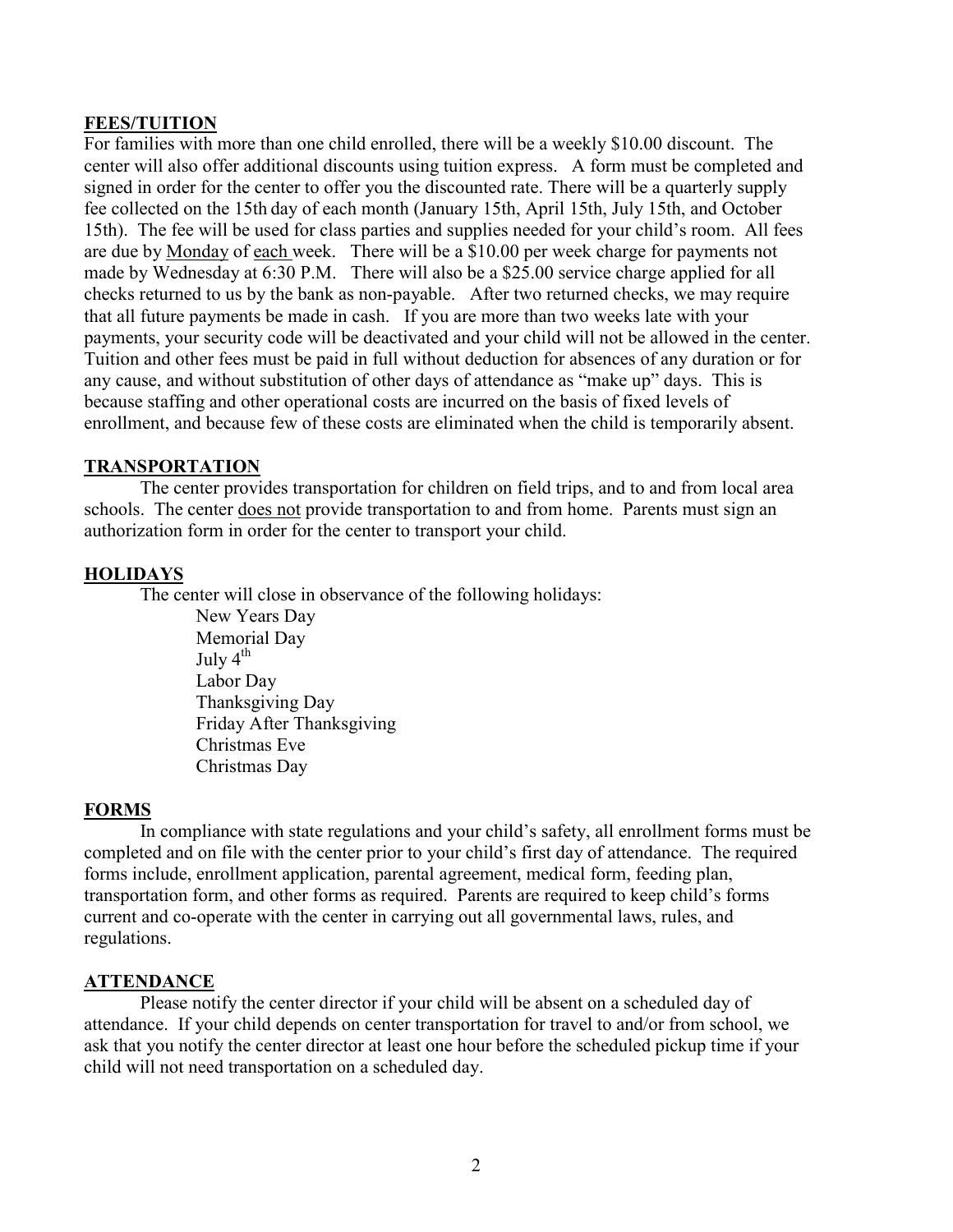## FEES/TUITION

For families with more than one child enrolled, there will be a weekly $10.00 discount. The center will also offer additional discounts using tuition express. A form must be completed and signed in order for the center to offer you the discounted rate. There will be a quarterly supply fee collected on the 15th day of each month (January 15th, April 15th, July 15th, and October 15th). The fee will be used for class parties and supplies needed for your child's room. All fees are due by Monday of each week. There will be a $10.00 per week charge for payments not made by Wednesday at 6:30 P.M. There will also be a $25.00 service charge applied for all checks returned to us by the bank as non-payable. After two returned checks, we may require that all future payments be made in cash. If you are more than two weeks late with your payments, your security code will be deactivated and your child will not be allowed in the center. Tuition and other fees must be paid in full without deduction for absences of any duration or for any cause, and without substitution of other days of attendance as "make up" days. This is because staffing and other operational costs are incurred on the basis of fixed levels of enrollment, and because few of these costs are eliminated when the child is temporarily absent.

## TRANSPORTATION

The center provides transportation for children on field trips, and to and from local area schools. The center does not provide transportation to and from home. Parents must sign an authorization form in order for the center to transport your child.

## HOLIDAYS

The center will close in observance of the following holidays:

- New Years Day
- Memorial Day
- July 4th
- Labor Day
- Thanksgiving Day
- Friday After Thanksgiving
- Christmas Eve
- Christmas Day

## FORMS

In compliance with state regulations and your child's safety, all enrollment forms must be completed and on file with the center prior to your child's first day of attendance. The required forms include, enrollment application, parental agreement, medical form, feeding plan, transportation form, and other forms as required. Parents are required to keep child's forms current and co-operate with the center in carrying out all governmental laws, rules, and regulations.

## ATTENDANCE

Please notify the center director if your child will be absent on a scheduled day of attendance. If your child depends on center transportation for travel to and/or from school, we ask that you notify the center director at least one hour before the scheduled pickup time if your child will not need transportation on a scheduled day.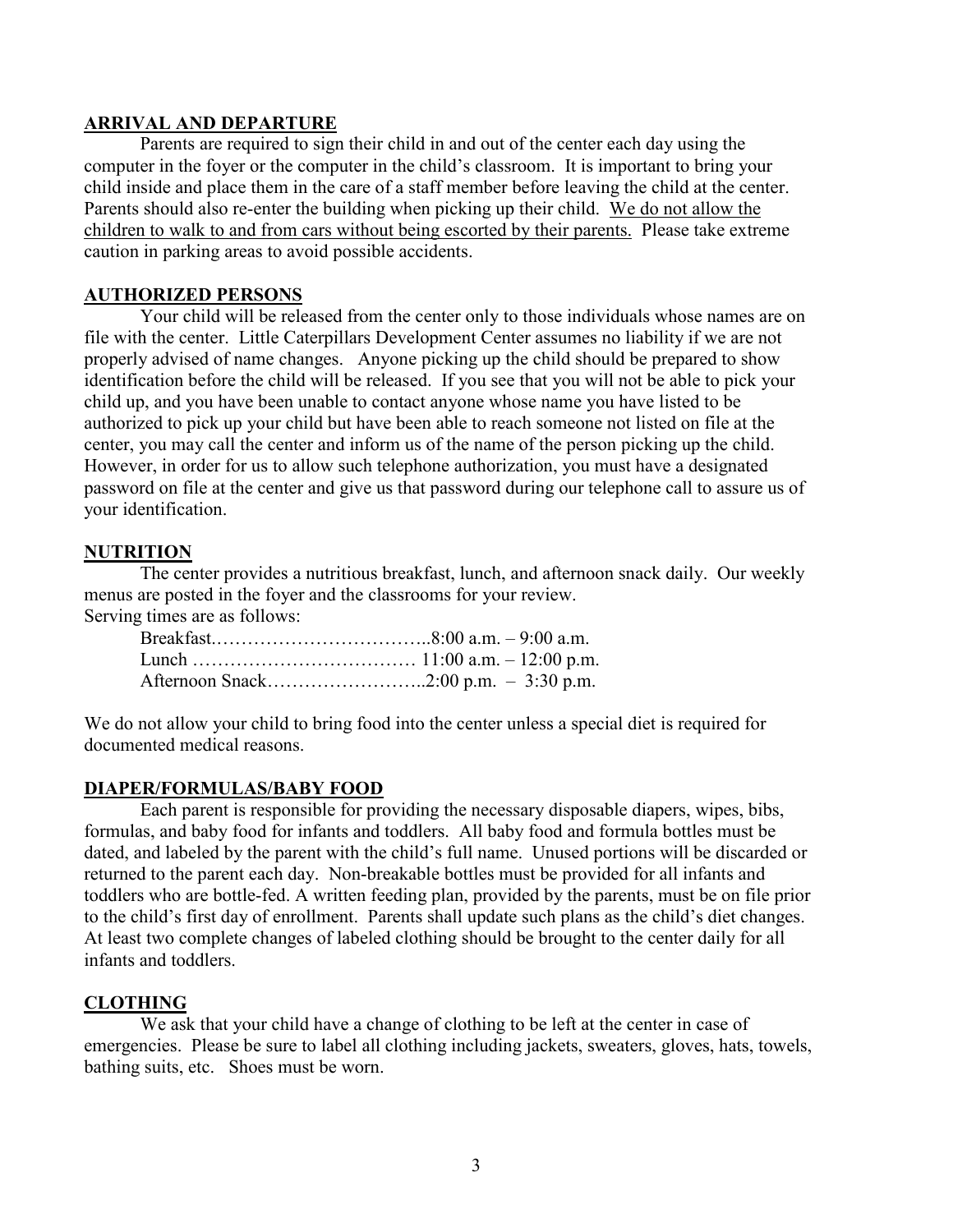## ARRIVAL AND DEPARTURE

Parents are required to sign their child in and out of the center each day using the computer in the foyer or the computer in the child's classroom. It is important to bring your child inside and place them in the care of a staff member before leaving the child at the center. Parents should also re-enter the building when picking up their child. We do not allow the children to walk to and from cars without being escorted by their parents. Please take extreme caution in parking areas to avoid possible accidents.

## AUTHORIZED PERSONS

Your child will be released from the center only to those individuals whose names are on file with the center. Little Caterpillars Development Center assumes no liability if we are not properly advised of name changes. Anyone picking up the child should be prepared to show identification before the child will be released. If you see that you will not be able to pick your child up, and you have been unable to contact anyone whose name you have listed to be authorized to pick up your child but have been able to reach someone not listed on file at the center, you may call the center and inform us of the name of the person picking up the child. However, in order for us to allow such telephone authorization, you must have a designated password on file at the center and give us that password during our telephone call to assure us of your identification.

## NUTRITION

The center provides a nutritious breakfast, lunch, and afternoon snack daily. Our weekly menus are posted in the foyer and the classrooms for your review.

Serving times are as follows:

Breakfast……………………………..8:00 a.m. – 9:00 a.m.
Lunch ……………………………… 11:00 a.m. – 12:00 p.m.
Afternoon Snack……………………..2:00 p.m. – 3:30 p.m.

We do not allow your child to bring food into the center unless a special diet is required for documented medical reasons.

## DIAPER/FORMULAS/BABY FOOD

Each parent is responsible for providing the necessary disposable diapers, wipes, bibs, formulas, and baby food for infants and toddlers. All baby food and formula bottles must be dated, and labeled by the parent with the child's full name. Unused portions will be discarded or returned to the parent each day. Non-breakable bottles must be provided for all infants and toddlers who are bottle-fed. A written feeding plan, provided by the parents, must be on file prior to the child's first day of enrollment. Parents shall update such plans as the child's diet changes. At least two complete changes of labeled clothing should be brought to the center daily for all infants and toddlers.

## CLOTHING

We ask that your child have a change of clothing to be left at the center in case of emergencies. Please be sure to label all clothing including jackets, sweaters, gloves, hats, towels, bathing suits, etc. Shoes must be worn.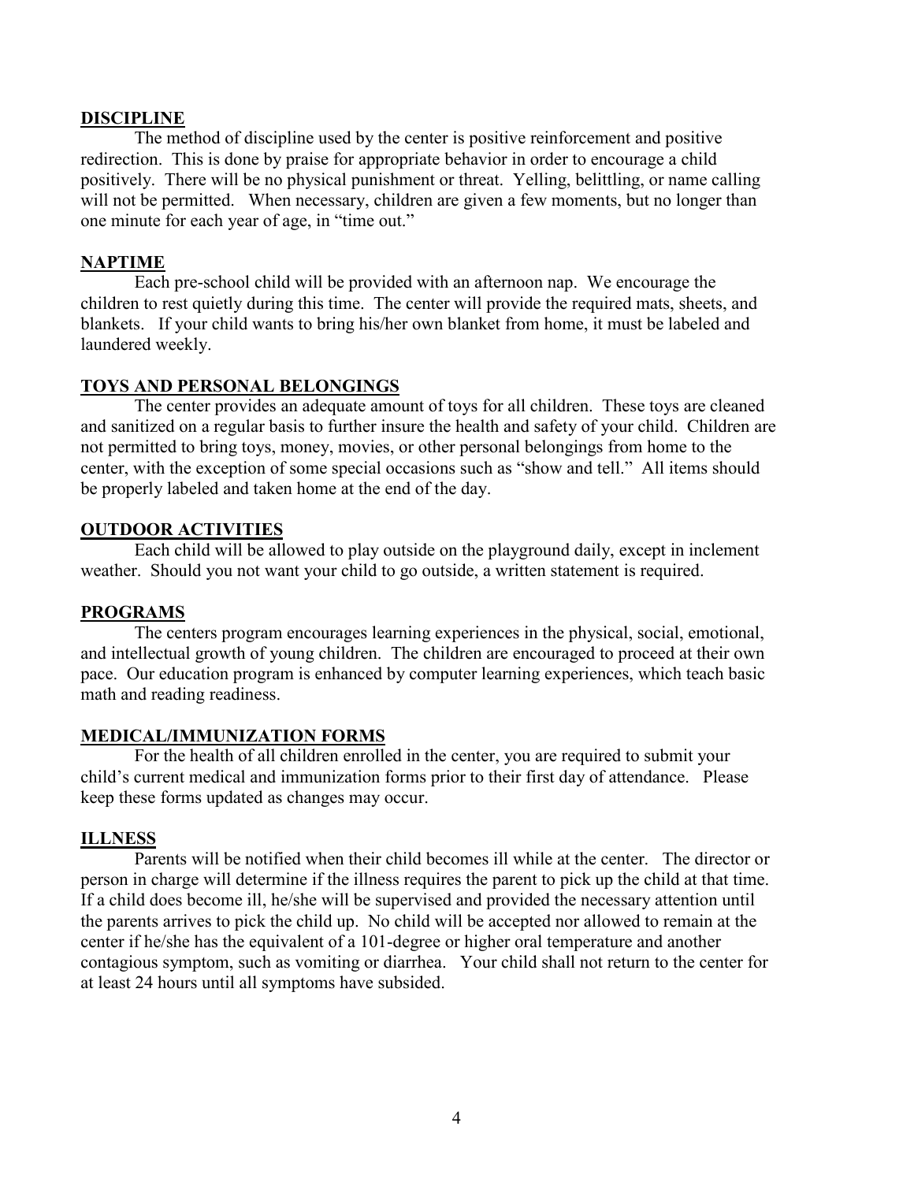## DISCIPLINE

The method of discipline used by the center is positive reinforcement and positive redirection. This is done by praise for appropriate behavior in order to encourage a child positively. There will be no physical punishment or threat. Yelling, belittling, or name calling will not be permitted. When necessary, children are given a few moments, but no longer than one minute for each year of age, in "time out."

## NAPTIME

Each pre-school child will be provided with an afternoon nap. We encourage the children to rest quietly during this time. The center will provide the required mats, sheets, and blankets. If your child wants to bring his/her own blanket from home, it must be labeled and laundered weekly.

## TOYS AND PERSONAL BELONGINGS

The center provides an adequate amount of toys for all children. These toys are cleaned and sanitized on a regular basis to further insure the health and safety of your child. Children are not permitted to bring toys, money, movies, or other personal belongings from home to the center, with the exception of some special occasions such as "show and tell." All items should be properly labeled and taken home at the end of the day.

## OUTDOOR ACTIVITIES

Each child will be allowed to play outside on the playground daily, except in inclement weather. Should you not want your child to go outside, a written statement is required.

## PROGRAMS

The centers program encourages learning experiences in the physical, social, emotional, and intellectual growth of young children. The children are encouraged to proceed at their own pace. Our education program is enhanced by computer learning experiences, which teach basic math and reading readiness.

## MEDICAL/IMMUNIZATION FORMS

For the health of all children enrolled in the center, you are required to submit your child's current medical and immunization forms prior to their first day of attendance. Please keep these forms updated as changes may occur.

## ILLNESS

Parents will be notified when their child becomes ill while at the center. The director or person in charge will determine if the illness requires the parent to pick up the child at that time. If a child does become ill, he/she will be supervised and provided the necessary attention until the parents arrives to pick the child up. No child will be accepted nor allowed to remain at the center if he/she has the equivalent of a 101-degree or higher oral temperature and another contagious symptom, such as vomiting or diarrhea. Your child shall not return to the center for at least 24 hours until all symptoms have subsided.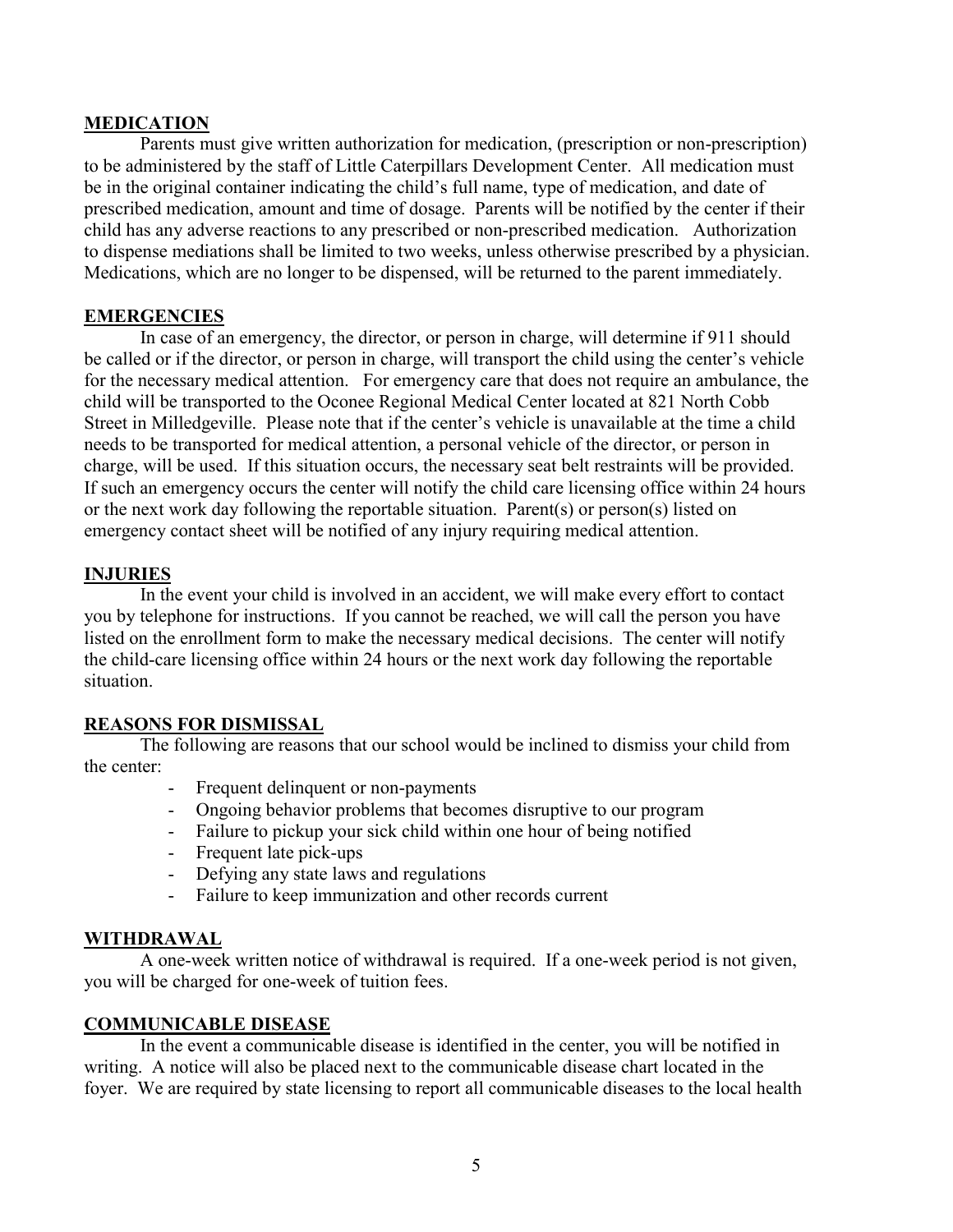## MEDICATION

Parents must give written authorization for medication, (prescription or non-prescription) to be administered by the staff of Little Caterpillars Development Center. All medication must be in the original container indicating the child's full name, type of medication, and date of prescribed medication, amount and time of dosage. Parents will be notified by the center if their child has any adverse reactions to any prescribed or non-prescribed medication. Authorization to dispense mediations shall be limited to two weeks, unless otherwise prescribed by a physician. Medications, which are no longer to be dispensed, will be returned to the parent immediately.

## EMERGENCIES

In case of an emergency, the director, or person in charge, will determine if 911 should be called or if the director, or person in charge, will transport the child using the center's vehicle for the necessary medical attention. For emergency care that does not require an ambulance, the child will be transported to the Oconee Regional Medical Center located at 821 North Cobb Street in Milledgeville. Please note that if the center's vehicle is unavailable at the time a child needs to be transported for medical attention, a personal vehicle of the director, or person in charge, will be used. If this situation occurs, the necessary seat belt restraints will be provided. If such an emergency occurs the center will notify the child care licensing office within 24 hours or the next work day following the reportable situation. Parent(s) or person(s) listed on emergency contact sheet will be notified of any injury requiring medical attention.

## INJURIES

In the event your child is involved in an accident, we will make every effort to contact you by telephone for instructions. If you cannot be reached, we will call the person you have listed on the enrollment form to make the necessary medical decisions. The center will notify the child-care licensing office within 24 hours or the next work day following the reportable situation.

## REASONS FOR DISMISSAL

The following are reasons that our school would be inclined to dismiss your child from the center:

- Frequent delinquent or non-payments
- Ongoing behavior problems that becomes disruptive to our program
- Failure to pickup your sick child within one hour of being notified
- Frequent late pick-ups
- Defying any state laws and regulations
- Failure to keep immunization and other records current

## WITHDRAWAL

A one-week written notice of withdrawal is required. If a one-week period is not given, you will be charged for one-week of tuition fees.

## COMMUNICABLE DISEASE

In the event a communicable disease is identified in the center, you will be notified in writing. A notice will also be placed next to the communicable disease chart located in the foyer. We are required by state licensing to report all communicable diseases to the local health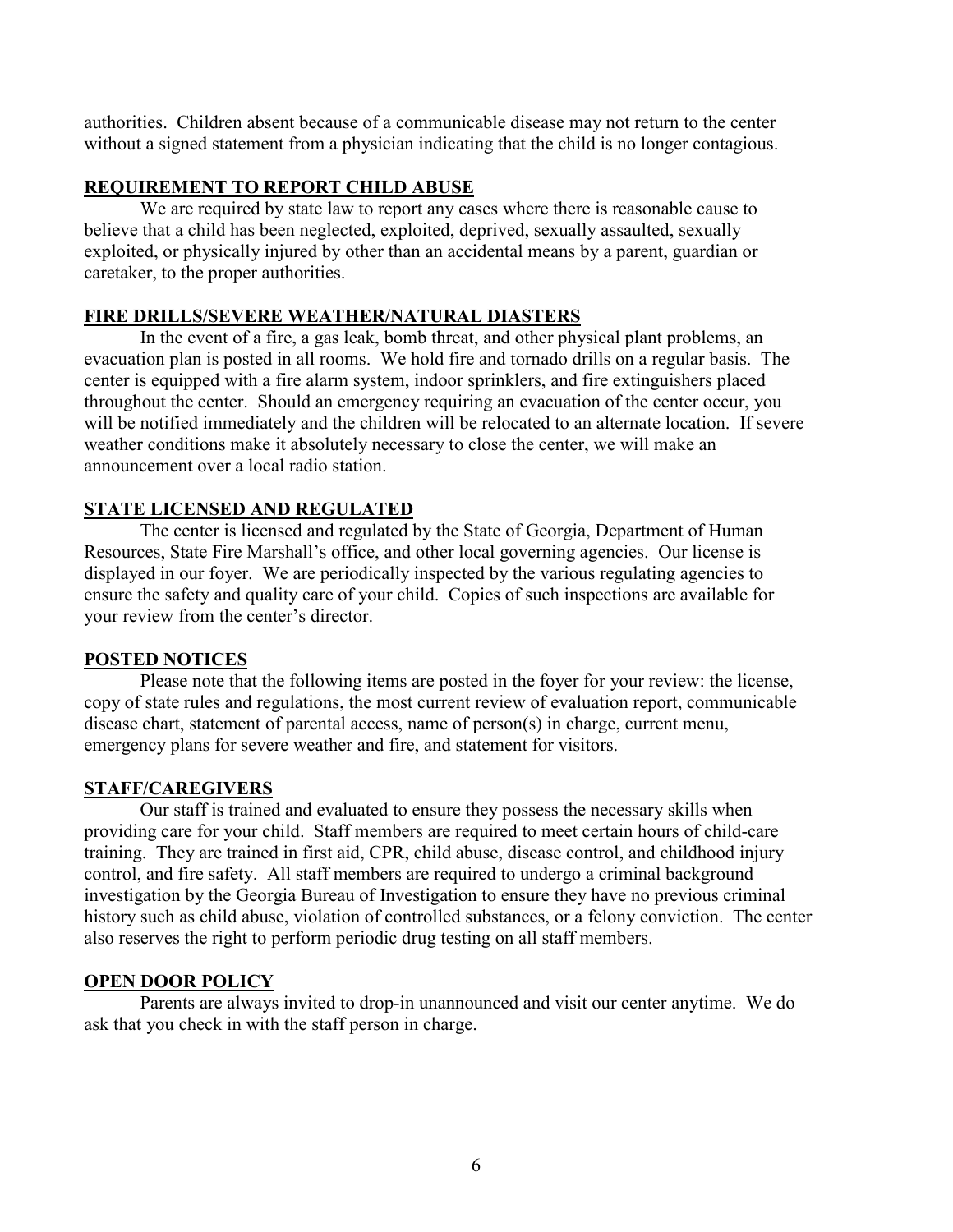authorities. Children absent because of a communicable disease may not return to the center without a signed statement from a physician indicating that the child is no longer contagious.

## REQUIREMENT TO REPORT CHILD ABUSE

We are required by state law to report any cases where there is reasonable cause to believe that a child has been neglected, exploited, deprived, sexually assaulted, sexually exploited, or physically injured by other than an accidental means by a parent, guardian or caretaker, to the proper authorities.

## FIRE DRILLS/SEVERE WEATHER/NATURAL DIASTERS

In the event of a fire, a gas leak, bomb threat, and other physical plant problems, an evacuation plan is posted in all rooms. We hold fire and tornado drills on a regular basis. The center is equipped with a fire alarm system, indoor sprinklers, and fire extinguishers placed throughout the center. Should an emergency requiring an evacuation of the center occur, you will be notified immediately and the children will be relocated to an alternate location. If severe weather conditions make it absolutely necessary to close the center, we will make an announcement over a local radio station.

## STATE LICENSED AND REGULATED

The center is licensed and regulated by the State of Georgia, Department of Human Resources, State Fire Marshall's office, and other local governing agencies. Our license is displayed in our foyer. We are periodically inspected by the various regulating agencies to ensure the safety and quality care of your child. Copies of such inspections are available for your review from the center's director.

## POSTED NOTICES

Please note that the following items are posted in the foyer for your review: the license, copy of state rules and regulations, the most current review of evaluation report, communicable disease chart, statement of parental access, name of person(s) in charge, current menu, emergency plans for severe weather and fire, and statement for visitors.

## STAFF/CAREGIVERS

Our staff is trained and evaluated to ensure they possess the necessary skills when providing care for your child. Staff members are required to meet certain hours of child-care training. They are trained in first aid, CPR, child abuse, disease control, and childhood injury control, and fire safety. All staff members are required to undergo a criminal background investigation by the Georgia Bureau of Investigation to ensure they have no previous criminal history such as child abuse, violation of controlled substances, or a felony conviction. The center also reserves the right to perform periodic drug testing on all staff members.

## OPEN DOOR POLICY

Parents are always invited to drop-in unannounced and visit our center anytime. We do ask that you check in with the staff person in charge.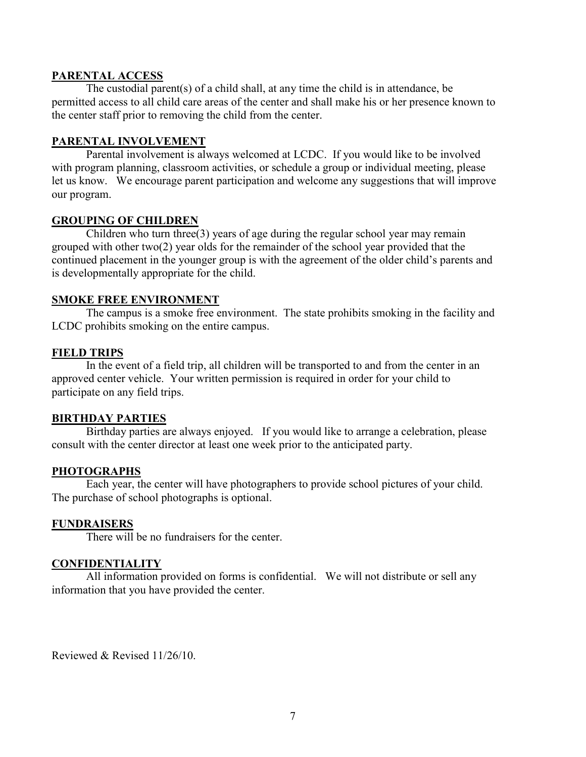## PARENTAL ACCESS

The custodial parent(s) of a child shall, at any time the child is in attendance, be permitted access to all child care areas of the center and shall make his or her presence known to the center staff prior to removing the child from the center.

## PARENTAL INVOLVEMENT

Parental involvement is always welcomed at LCDC. If you would like to be involved with program planning, classroom activities, or schedule a group or individual meeting, please let us know. We encourage parent participation and welcome any suggestions that will improve our program.

## GROUPING OF CHILDREN

Children who turn three(3) years of age during the regular school year may remain grouped with other two(2) year olds for the remainder of the school year provided that the continued placement in the younger group is with the agreement of the older child's parents and is developmentally appropriate for the child.

## SMOKE FREE ENVIRONMENT

The campus is a smoke free environment. The state prohibits smoking in the facility and LCDC prohibits smoking on the entire campus.

## FIELD TRIPS

In the event of a field trip, all children will be transported to and from the center in an approved center vehicle. Your written permission is required in order for your child to participate on any field trips.

## BIRTHDAY PARTIES

Birthday parties are always enjoyed. If you would like to arrange a celebration, please consult with the center director at least one week prior to the anticipated party.

## PHOTOGRAPHS

Each year, the center will have photographers to provide school pictures of your child. The purchase of school photographs is optional.

## FUNDRAISERS

There will be no fundraisers for the center.

## CONFIDENTIALITY

All information provided on forms is confidential. We will not distribute or sell any information that you have provided the center.

Reviewed & Revised 11/26/10.